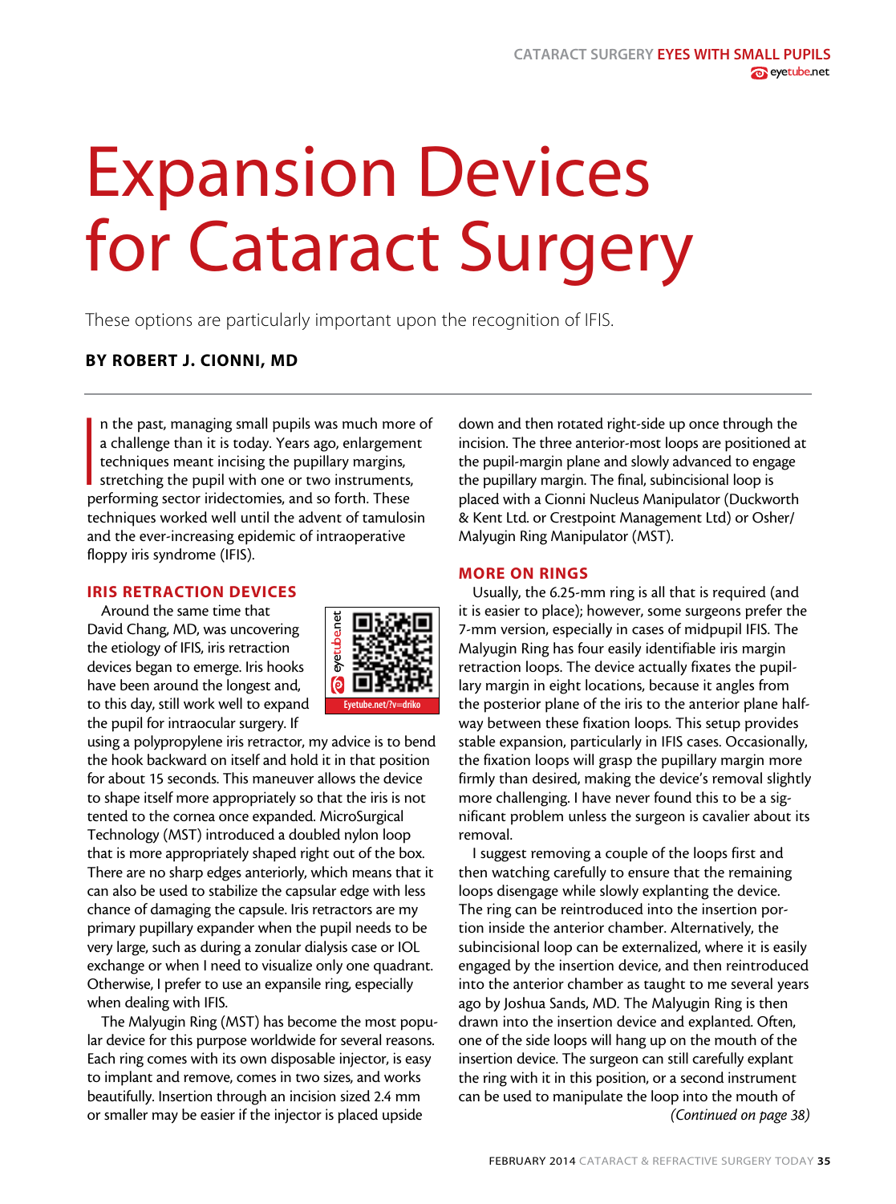# Expansion Devices for Cataract Surgery

These options are particularly important upon the recognition of IFIS.

**BY ROBERT J. CIONNI, MD**

In the past, managing small pupils was much more of a challenge than it is today. Years ago, enlargement techniques meant incising the pupillary margins, stretching the pupil with one or two instruments, performing sector iridectomies, and so forth. These techniques worked well until the advent of tamulosin and the ever-increasing epidemic of intraoperative floppy iris syndrome (IFIS).

## IRIS RETRACTION DEVICES

Around the same time that David Chang, MD, was uncovering the etiology of IFIS, iris retraction devices began to emerge. Iris hooks have been around the longest and, to this day, still work well to expand the pupil for intraocular surgery. If using a polypropylene iris retractor, my advice is to bend the hook backward on itself and hold it in that position for about 15 seconds. This maneuver allows the device to shape itself more appropriately so that the iris is not tented to the cornea once expanded. MicroSurgical Technology (MST) introduced a doubled nylon loop that is more appropriately shaped right out of the box. There are no sharp edges anteriorly, which means that it can also be used to stabilize the capsular edge with less chance of damaging the capsule. Iris retractors are my primary pupillary expander when the pupil needs to be very large, such as during a zonular dialysis case or IOL exchange or when I need to visualize only one quadrant. Otherwise, I prefer to use an expansile ring, especially when dealing with IFIS.

Eyetube.net/?v=driko

The Malyugin Ring (MST) has become the most popular device for this purpose worldwide for several reasons. Each ring comes with its own disposable injector, is easy to implant and remove, comes in two sizes, and works beautifully. Insertion through an incision sized 2.4 mm or smaller may be easier if the injector is placed upside down and then rotated right-side up once through the incision. The three anterior-most loops are positioned at the pupil-margin plane and slowly advanced to engage the pupillary margin. The final, subincisional loop is placed with a Cionni Nucleus Manipulator (Duckworth & Kent Ltd. or Crestpoint Management Ltd) or Osher/Malyugin Ring Manipulator (MST).

## MORE ON RINGS

Usually, the 6.25-mm ring is all that is required (and it is easier to place); however, some surgeons prefer the 7-mm version, especially in cases of midpupil IFIS. The Malyugin Ring has four easily identifiable iris margin retraction loops. The device actually fixates the pupillary margin in eight locations, because it angles from the posterior plane of the iris to the anterior plane halfway between these fixation loops. This setup provides stable expansion, particularly in IFIS cases. Occasionally, the fixation loops will grasp the pupillary margin more firmly than desired, making the device's removal slightly more challenging. I have never found this to be a significant problem unless the surgeon is cavalier about its removal.

I suggest removing a couple of the loops first and then watching carefully to ensure that the remaining loops disengage while slowly explanting the device. The ring can be reintroduced into the insertion portion inside the anterior chamber. Alternatively, the subincisional loop can be externalized, where it is easily engaged by the insertion device, and then reintroduced into the anterior chamber as taught to me several years ago by Joshua Sands, MD. The Malyugin Ring is then drawn into the insertion device and explanted. Often, one of the side loops will hang up on the mouth of the insertion device. The surgeon can still carefully explant the ring with it in this position, or a second instrument can be used to manipulate the loop into the mouth of

*(Continued on page 38)*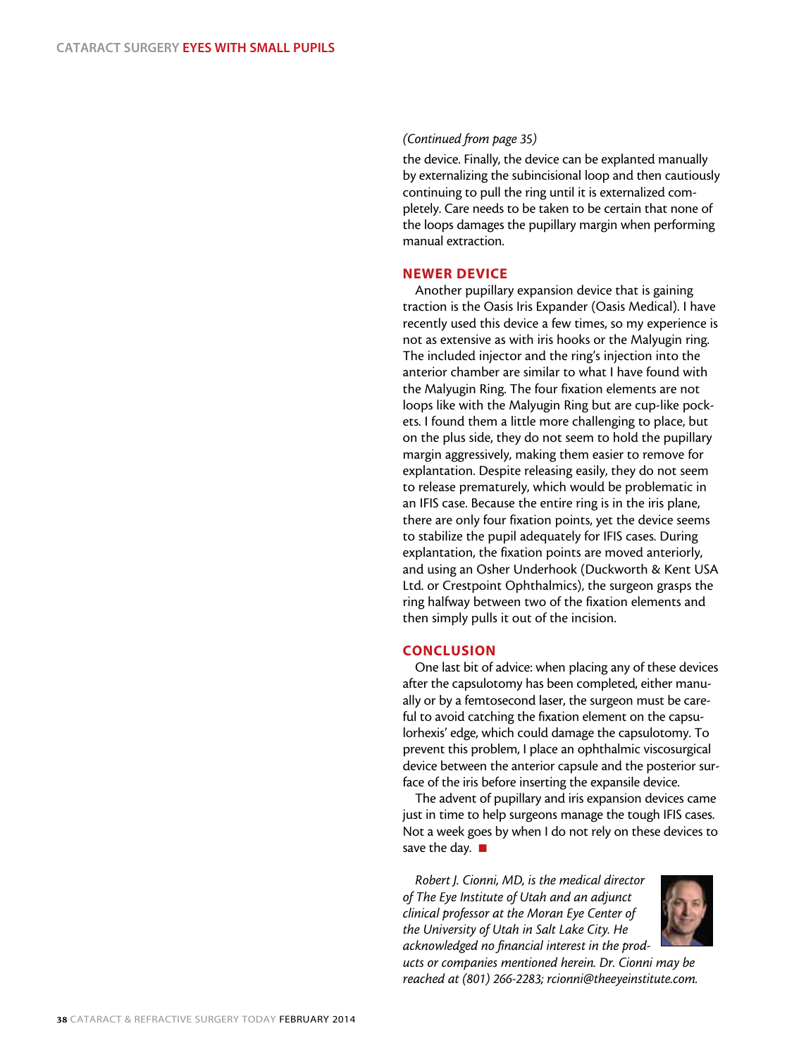*(Continued from page 35)*

the device. Finally, the device can be explanted manually by externalizing the subincisional loop and then cautiously continuing to pull the ring until it is externalized completely. Care needs to be taken to be certain that none of the loops damages the pupillary margin when performing manual extraction.

## NEWER DEVICE

Another pupillary expansion device that is gaining traction is the Oasis Iris Expander (Oasis Medical). I have recently used this device a few times, so my experience is not as extensive as with iris hooks or the Malyugin ring. The included injector and the ring's injection into the anterior chamber are similar to what I have found with the Malyugin Ring. The four fixation elements are not loops like with the Malyugin Ring but are cup-like pockets. I found them a little more challenging to place, but on the plus side, they do not seem to hold the pupillary margin aggressively, making them easier to remove for explantation. Despite releasing easily, they do not seem to release prematurely, which would be problematic in an IFIS case. Because the entire ring is in the iris plane, there are only four fixation points, yet the device seems to stabilize the pupil adequately for IFIS cases. During explantation, the fixation points are moved anteriorly, and using an Osher Underhook (Duckworth & Kent USA Ltd. or Crestpoint Ophthalmics), the surgeon grasps the ring halfway between two of the fixation elements and then simply pulls it out of the incision.

## CONCLUSION

One last bit of advice: when placing any of these devices after the capsulotomy has been completed, either manually or by a femtosecond laser, the surgeon must be careful to avoid catching the fixation element on the capsulorhexis' edge, which could damage the capsulotomy. To prevent this problem, I place an ophthalmic viscosurgical device between the anterior capsule and the posterior surface of the iris before inserting the expansile device.

The advent of pupillary and iris expansion devices came just in time to help surgeons manage the tough IFIS cases. Not a week goes by when I do not rely on these devices to save the day. ■

*Robert J. Cionni, MD, is the medical director of The Eye Institute of Utah and an adjunct clinical professor at the Moran Eye Center of the University of Utah in Salt Lake City. He acknowledged no financial interest in the products or companies mentioned herein. Dr. Cionni may be reached at (801) 266-2283; rcionni@theeyeinstitute.com.*